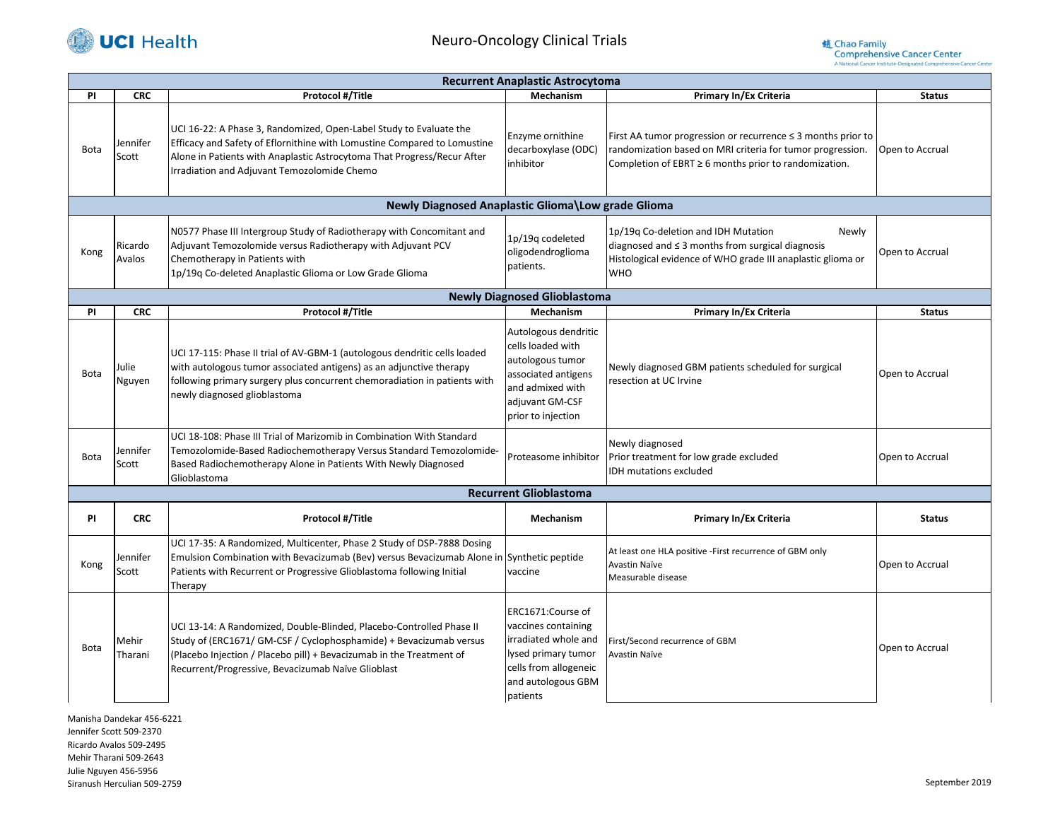# Neuro-Oncology Clinical Trials

| PI | CRC | Protocol #/Title | Mechanism | Primary In/Ex Criteria | Status |
|---|---|---|---|---|---|
| **Recurrent Anaplastic Astrocytoma** | | | | | |
| Bota | Jennifer Scott | UCI 16-22: A Phase 3, Randomized, Open-Label Study to Evaluate the Efficacy and Safety of Eflornithine with Lomustine Compared to Lomustine Alone in Patients with Anaplastic Astrocytoma That Progress/Recur After Irradiation and Adjuvant Temozolomide Chemo | Enzyme ornithine decarboxylase (ODC) inhibitor | First AA tumor progression or recurrence ≤ 3 months prior to randomization based on MRI criteria for tumor progression. Completion of EBRT ≥ 6 months prior to randomization. | Open to Accrual |
| **Newly Diagnosed Anaplastic Glioma\Low grade Glioma** | | | | | |
| Kong | Ricardo Avalos | N0577 Phase III Intergroup Study of Radiotherapy with Concomitant and Adjuvant Temozolomide versus Radiotherapy with Adjuvant PCV Chemotherapy in Patients with 1p/19q Co-deleted Anaplastic Glioma or Low Grade Glioma | 1p/19q codeleted oligodendroglioma patients. | 1p/19q Co-deletion and IDH Mutation Newly diagnosed and ≤ 3 months from surgical diagnosis Histological evidence of WHO grade III anaplastic glioma or WHO | Open to Accrual |
| **Newly Diagnosed Glioblastoma** | | | | | |
| **PI** | **CRC** | **Protocol #/Title** | **Mechanism** | **Primary In/Ex Criteria** | **Status** |
| Bota | Julie Nguyen | UCI 17-115: Phase II trial of AV-GBM-1 (autologous dendritic cells loaded with autologous tumor associated antigens) as an adjunctive therapy following primary surgery plus concurrent chemoradiation in patients with newly diagnosed glioblastoma | Autologous dendritic cells loaded with autologous tumor associated antigens and admixed with adjuvant GM-CSF prior to injection | Newly diagnosed GBM patients scheduled for surgical resection at UC Irvine | Open to Accrual |
| Bota | Jennifer Scott | UCI 18-108: Phase III Trial of Marizomib in Combination With Standard Temozolomide-Based Radiochemotherapy Versus Standard Temozolomide-Based Radiochemotherapy Alone in Patients With Newly Diagnosed Glioblastoma | Proteasome inhibitor | Newly diagnosed<br>Prior treatment for low grade excluded<br>IDH mutations excluded | Open to Accrual |
| **Recurrent Glioblastoma** | | | | | |
| **PI** | **CRC** | **Protocol #/Title** | **Mechanism** | **Primary In/Ex Criteria** | **Status** |
| Kong | Jennifer Scott | UCI 17-35: A Randomized, Multicenter, Phase 2 Study of DSP-7888 Dosing Emulsion Combination with Bevacizumab (Bev) versus Bevacizumab Alone in Patients with Recurrent or Progressive Glioblastoma following Initial Therapy | Synthetic peptide vaccine | At least one HLA positive -First recurrence of GBM only<br>Avastin Naïve<br>Measurable disease | Open to Accrual |
| Bota | Mehir Tharani | UCI 13-14: A Randomized, Double-Blinded, Placebo-Controlled Phase II Study of (ERC1671/ GM-CSF / Cyclophosphamide) + Bevacizumab versus (Placebo Injection / Placebo pill) + Bevacizumab in the Treatment of Recurrent/Progressive, Bevacizumab Naïve Glioblast | ERC1671:Course of vaccines containing irradiated whole and lysed primary tumor cells from allogeneic and autologous GBM patients | First/Second recurrence of GBM<br>Avastin Naïve | Open to Accrual |

Manisha Dandekar 456-6221
Jennifer Scott 509-2370
Ricardo Avalos 509-2495
Mehir Tharani 509-2643
Julie Nguyen 456-5956
Siranush Herculian 509-2759

September 2019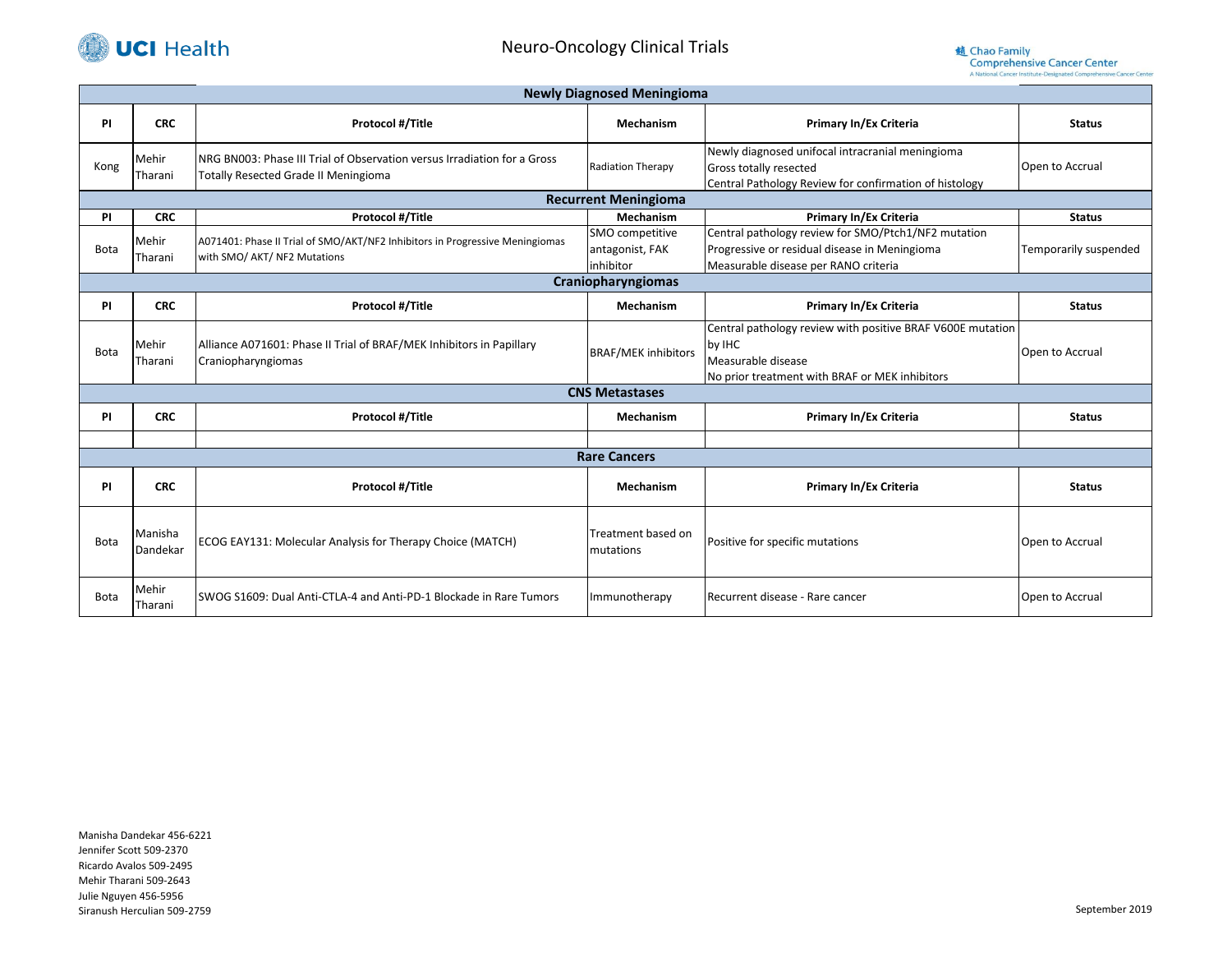# Neuro-Oncology Clinical Trials

## Newly Diagnosed Meningioma

| PI | CRC | Protocol #/Title | Mechanism | Primary In/Ex Criteria | Status |
|---|---|---|---|---|---|
| Kong | Mehir Tharani | NRG BN003: Phase III Trial of Observation versus Irradiation for a Gross Totally Resected Grade II Meningioma | Radiation Therapy | Newly diagnosed unifocal intracranial meningioma<br>Gross totally resected<br>Central Pathology Review for confirmation of histology | Open to Accrual |

## Recurrent Meningioma

| PI | CRC | Protocol #/Title | Mechanism | Primary In/Ex Criteria | Status |
|---|---|---|---|---|---|
| Bota | Mehir Tharani | A071401: Phase II Trial of SMO/AKT/NF2 Inhibitors in Progressive Meningiomas with SMO/ AKT/ NF2 Mutations | SMO competitive antagonist, FAK inhibitor | Central pathology review for SMO/Ptch1/NF2 mutation<br>Progressive or residual disease in Meningioma<br>Measurable disease per RANO criteria | Temporarily suspended |

## Craniopharyngiomas

| PI | CRC | Protocol #/Title | Mechanism | Primary In/Ex Criteria | Status |
|---|---|---|---|---|---|
| Bota | Mehir Tharani | Alliance A071601: Phase II Trial of BRAF/MEK Inhibitors in Papillary Craniopharyngiomas | BRAF/MEK inhibitors | Central pathology review with positive BRAF V600E mutation by IHC<br>Measurable disease<br>No prior treatment with BRAF or MEK inhibitors | Open to Accrual |

## CNS Metastases

| PI | CRC | Protocol #/Title | Mechanism | Primary In/Ex Criteria | Status |
|---|---|---|---|---|---|
| | | | | | |

## Rare Cancers

| PI | CRC | Protocol #/Title | Mechanism | Primary In/Ex Criteria | Status |
|---|---|---|---|---|---|
| Bota | Manisha Dandekar | ECOG EAY131: Molecular Analysis for Therapy Choice (MATCH) | Treatment based on mutations | Positive for specific mutations | Open to Accrual |
| Bota | Mehir Tharani | SWOG S1609: Dual Anti-CTLA-4 and Anti-PD-1 Blockade in Rare Tumors | Immunotherapy | Recurrent disease - Rare cancer | Open to Accrual |

Manisha Dandekar 456-6221
Jennifer Scott 509-2370
Ricardo Avalos 509-2495
Mehir Tharani 509-2643
Julie Nguyen 456-5956
Siranush Herculian 509-2759

September 2019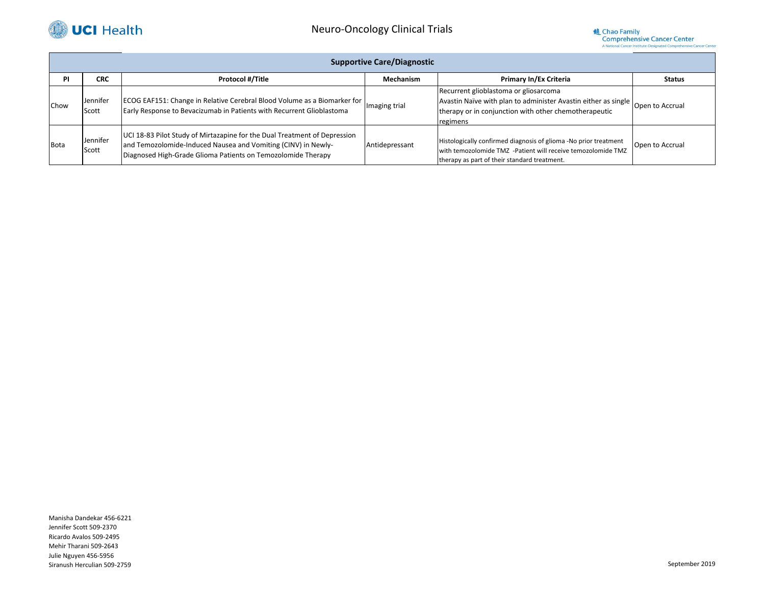# Neuro-Oncology Clinical Trials

| Supportive Care/Diagnostic | | | | | |
|---|---|---|---|---|---|
| **PI** | **CRC** | **Protocol #/Title** | **Mechanism** | **Primary In/Ex Criteria** | **Status** |
| Chow | Jennifer Scott | ECOG EAF151: Change in Relative Cerebral Blood Volume as a Biomarker for Early Response to Bevacizumab in Patients with Recurrent Glioblastoma | Imaging trial | Recurrent glioblastoma or gliosarcoma Avastin Naïve with plan to administer Avastin either as single therapy or in conjunction with other chemotherapeutic regimens | Open to Accrual |
| Bota | Jennifer Scott | UCI 18-83 Pilot Study of Mirtazapine for the Dual Treatment of Depression and Temozolomide-Induced Nausea and Vomiting (CINV) in Newly-Diagnosed High-Grade Glioma Patients on Temozolomide Therapy | Antidepressant | Histologically confirmed diagnosis of glioma -No prior treatment with temozolomide TMZ -Patient will receive temozolomide TMZ therapy as part of their standard treatment. | Open to Accrual |

Manisha Dandekar 456-6221
Jennifer Scott 509-2370
Ricardo Avalos 509-2495
Mehir Tharani 509-2643
Julie Nguyen 456-5956
Siranush Herculian 509-2759

September 2019